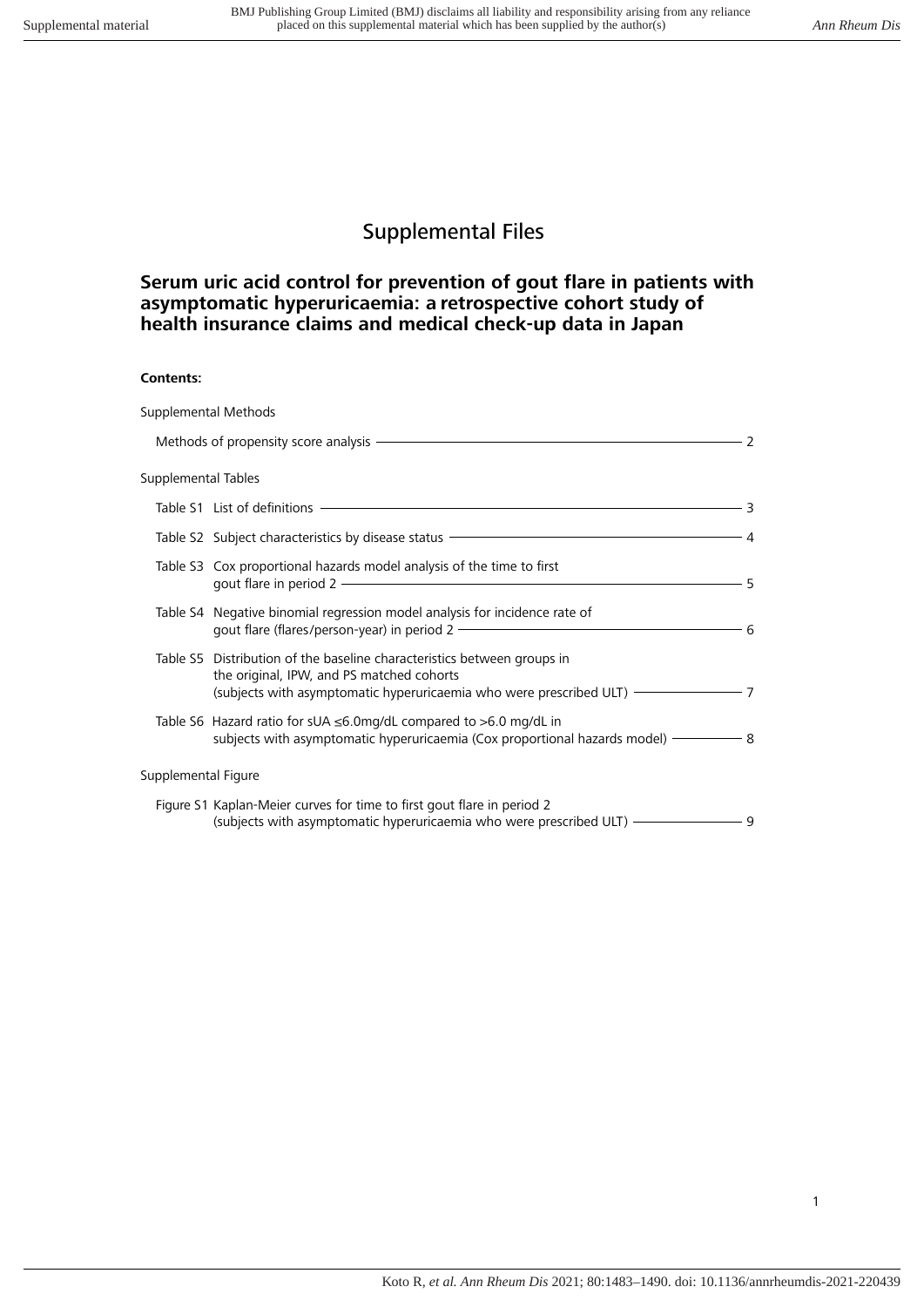# Supplemental Files

## Serum uric acid control for prevention of gout flare in patients with asymptomatic hyperuricaemia: a retrospective cohort study of health insurance claims and medical check-up data in Japan

**Contents:**

Supplemental Methods

- Methods of propensity score analysis ——— 2

Supplemental Tables

- Table S1 List of definitions ——— 3
- Table S2 Subject characteristics by disease status ——— 4
- Table S3 Cox proportional hazards model analysis of the time to first gout flare in period 2 ——— 5
- Table S4 Negative binomial regression model analysis for incidence rate of gout flare (flares/person-year) in period 2 ——— 6
- Table S5 Distribution of the baseline characteristics between groups in the original, IPW, and PS matched cohorts (subjects with asymptomatic hyperuricaemia who were prescribed ULT) ——— 7
- Table S6 Hazard ratio for sUA ≤6.0mg/dL compared to >6.0 mg/dL in subjects with asymptomatic hyperuricaemia (Cox proportional hazards model) ——— 8

Supplemental Figure

- Figure S1 Kaplan-Meier curves for time to first gout flare in period 2 (subjects with asymptomatic hyperuricaemia who were prescribed ULT) ——— 9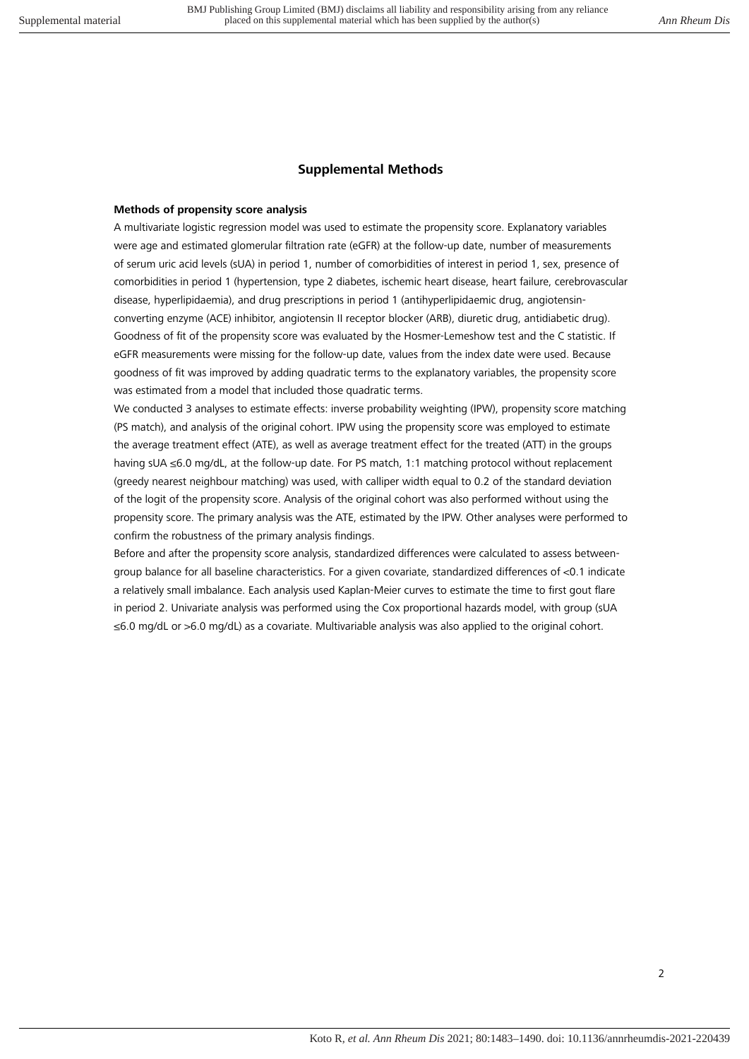## Supplemental Methods

### Methods of propensity score analysis

A multivariate logistic regression model was used to estimate the propensity score. Explanatory variables were age and estimated glomerular filtration rate (eGFR) at the follow-up date, number of measurements of serum uric acid levels (sUA) in period 1, number of comorbidities of interest in period 1, sex, presence of comorbidities in period 1 (hypertension, type 2 diabetes, ischemic heart disease, heart failure, cerebrovascular disease, hyperlipidaemia), and drug prescriptions in period 1 (antihyperlipidaemic drug, angiotensin-converting enzyme (ACE) inhibitor, angiotensin II receptor blocker (ARB), diuretic drug, antidiabetic drug). Goodness of fit of the propensity score was evaluated by the Hosmer-Lemeshow test and the C statistic. If eGFR measurements were missing for the follow-up date, values from the index date were used. Because goodness of fit was improved by adding quadratic terms to the explanatory variables, the propensity score was estimated from a model that included those quadratic terms.

We conducted 3 analyses to estimate effects: inverse probability weighting (IPW), propensity score matching (PS match), and analysis of the original cohort. IPW using the propensity score was employed to estimate the average treatment effect (ATE), as well as average treatment effect for the treated (ATT) in the groups having sUA ≤6.0 mg/dL, at the follow-up date. For PS match, 1:1 matching protocol without replacement (greedy nearest neighbour matching) was used, with calliper width equal to 0.2 of the standard deviation of the logit of the propensity score. Analysis of the original cohort was also performed without using the propensity score. The primary analysis was the ATE, estimated by the IPW. Other analyses were performed to confirm the robustness of the primary analysis findings.

Before and after the propensity score analysis, standardized differences were calculated to assess between-group balance for all baseline characteristics. For a given covariate, standardized differences of <0.1 indicate a relatively small imbalance. Each analysis used Kaplan-Meier curves to estimate the time to first gout flare in period 2. Univariate analysis was performed using the Cox proportional hazards model, with group (sUA ≤6.0 mg/dL or >6.0 mg/dL) as a covariate. Multivariable analysis was also applied to the original cohort.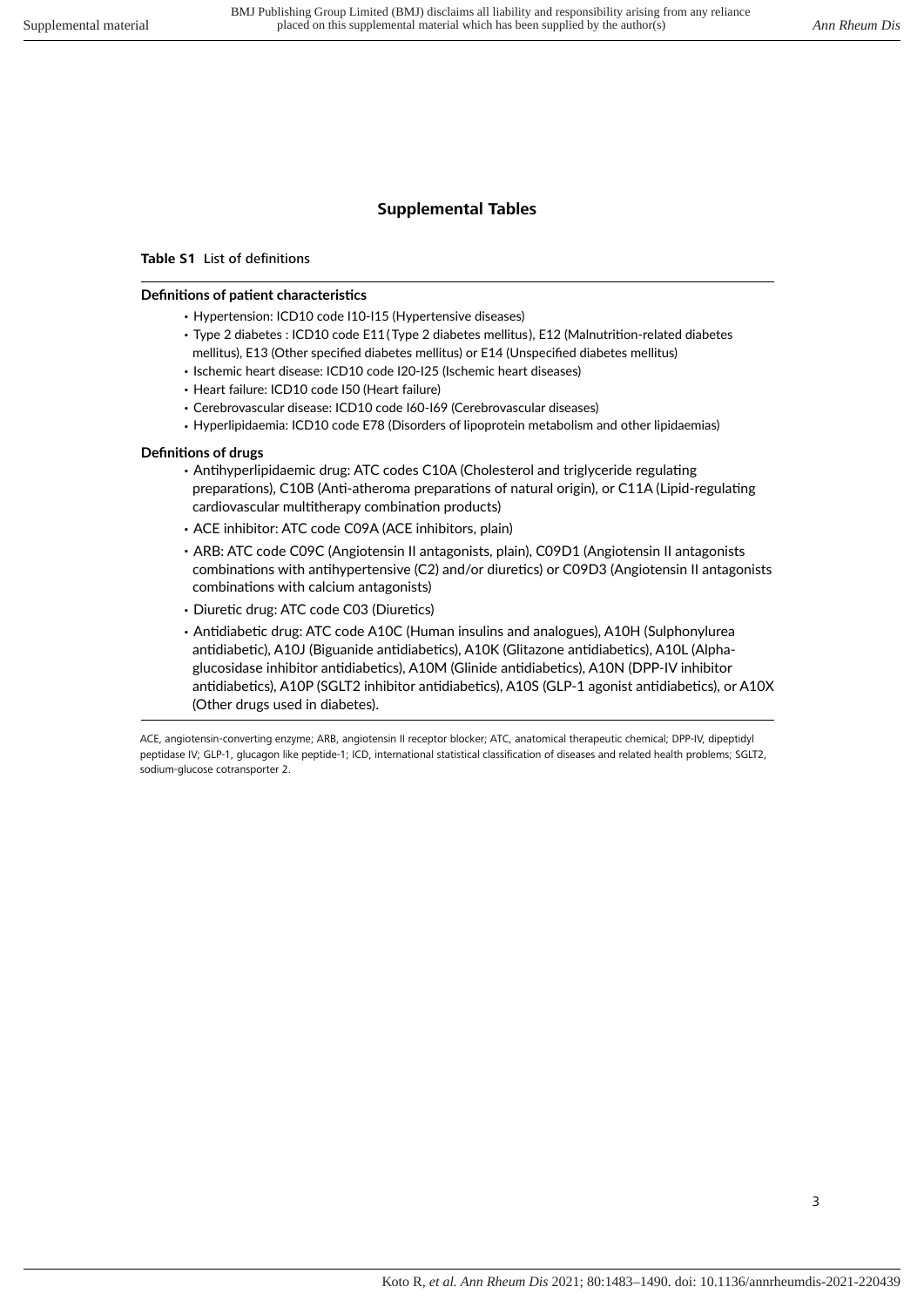## Supplemental Tables

**Table S1** List of definitions

**Definitions of patient characteristics**

- Hypertension: ICD10 code I10-I15 (Hypertensive diseases)
- Type 2 diabetes : ICD10 code E11 (Type 2 diabetes mellitus), E12 (Malnutrition-related diabetes mellitus), E13 (Other specified diabetes mellitus) or E14 (Unspecified diabetes mellitus)
- Ischemic heart disease: ICD10 code I20-I25 (Ischemic heart diseases)
- Heart failure: ICD10 code I50 (Heart failure)
- Cerebrovascular disease: ICD10 code I60-I69 (Cerebrovascular diseases)
- Hyperlipidaemia: ICD10 code E78 (Disorders of lipoprotein metabolism and other lipidaemias)

**Definitions of drugs**

- Antihyperlipidaemic drug: ATC codes C10A (Cholesterol and triglyceride regulating preparations), C10B (Anti-atheroma preparations of natural origin), or C11A (Lipid-regulating cardiovascular multitherapy combination products)
- ACE inhibitor: ATC code C09A (ACE inhibitors, plain)
- ARB: ATC code C09C (Angiotensin II antagonists, plain), C09D1 (Angiotensin II antagonists combinations with antihypertensive (C2) and/or diuretics) or C09D3 (Angiotensin II antagonists combinations with calcium antagonists)
- Diuretic drug: ATC code C03 (Diuretics)
- Antidiabetic drug: ATC code A10C (Human insulins and analogues), A10H (Sulphonylurea antidiabetic), A10J (Biguanide antidiabetics), A10K (Glitazone antidiabetics), A10L (Alpha-glucosidase inhibitor antidiabetics), A10M (Glinide antidiabetics), A10N (DPP-IV inhibitor antidiabetics), A10P (SGLT2 inhibitor antidiabetics), A10S (GLP-1 agonist antidiabetics), or A10X (Other drugs used in diabetes).

ACE, angiotensin-converting enzyme; ARB, angiotensin II receptor blocker; ATC, anatomical therapeutic chemical; DPP-IV, dipeptidyl peptidase IV; GLP-1, glucagon like peptide-1; ICD, international statistical classification of diseases and related health problems; SGLT2, sodium-glucose cotransporter 2.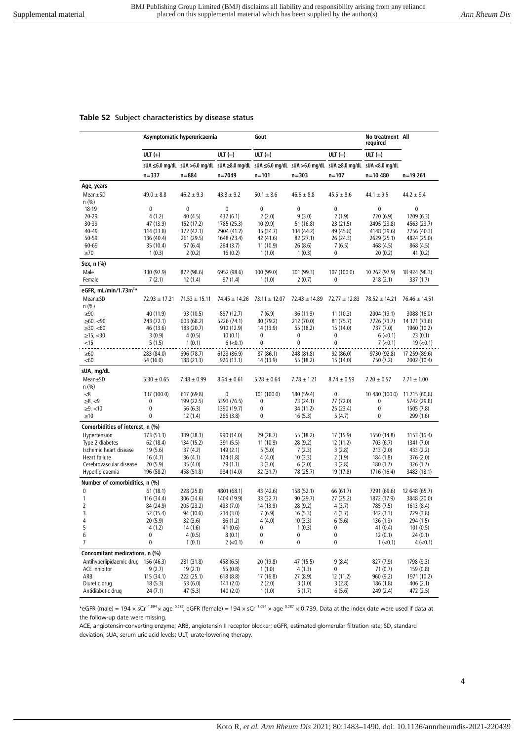**Table S2** Subject characteristics by disease status

| | Asymptomatic hyperuricaemia | | | Gout | | | No treatment required | All |
|---|---|---|---|---|---|---|---|---|
| | ULT (+) | | ULT (–) | ULT (+) | | ULT (–) | ULT (–) | |
| | sUA ≤6.0 mg/dL | sUA >6.0 mg/dL | sUA ≥8.0 mg/dL | sUA ≤6.0 mg/dL | sUA >6.0 mg/dL | sUA ≥8.0 mg/dL | sUA <8.0 mg/dL | |
| | n=337 | n=884 | n=7049 | n=101 | n=303 | n=107 | n=10 480 | n=19 261 |
| **Age, years** | | | | | | | | |
| Mean±SD | 49.0 ± 8.8 | 46.2 ± 9.3 | 43.8 ± 9.2 | 50.1 ± 8.6 | 46.6 ± 8.8 | 45.5 ± 8.6 | 44.1 ± 9.5 | 44.2 ± 9.4 |
| n (%) | | | | | | | | |
| 18-19 | 0 | 0 | 0 | 0 | 0 | 0 | 0 | 0 |
| 20-29 | 4 (1.2) | 40 (4.5) | 432 (6.1) | 2 (2.0) | 9 (3.0) | 2 (1.9) | 720 (6.9) | 1209 (6.3) |
| 30-39 | 47 (13.9) | 152 (17.2) | 1785 (25.3) | 10 (9.9) | 51 (16.8) | 23 (21.5) | 2495 (23.8) | 4563 (23.7) |
| 40-49 | 114 (33.8) | 372 (42.1) | 2904 (41.2) | 35 (34.7) | 134 (44.2) | 49 (45.8) | 4148 (39.6) | 7756 (40.3) |
| 50-59 | 136 (40.4) | 261 (29.5) | 1648 (23.4) | 42 (41.6) | 82 (27.1) | 26 (24.3) | 2629 (25.1) | 4824 (25.0) |
| 60-69 | 35 (10.4) | 57 (6.4) | 264 (3.7) | 11 (10.9) | 26 (8.6) | 7 (6.5) | 468 (4.5) | 868 (4.5) |
| ≥70 | 1 (0.3) | 2 (0.2) | 16 (0.2) | 1 (1.0) | 1 (0.3) | 0 | 20 (0.2) | 41 (0.2) |
| **Sex, n (%)** | | | | | | | | |
| Male | 330 (97.9) | 872 (98.6) | 6952 (98.6) | 100 (99.0) | 301 (99.3) | 107 (100.0) | 10 262 (97.9) | 18 924 (98.3) |
| Female | 7 (2.1) | 12 (1.4) | 97 (1.4) | 1 (1.0) | 2 (0.7) | 0 | 218 (2.1) | 337 (1.7) |
| **eGFR, mL/min/1.73m²*** | | | | | | | | |
| Mean±SD | 72.93 ± 17.21 | 71.53 ± 15.11 | 74.45 ± 14.26 | 73.11 ± 12.07 | 72.43 ± 14.89 | 72.77 ± 12.83 | 78.52 ± 14.21 | 76.46 ± 14.51 |
| n (%) | | | | | | | | |
| ≥90 | 40 (11.9) | 93 (10.5) | 897 (12.7) | 7 (6.9) | 36 (11.9) | 11 (10.3) | 2004 (19.1) | 3088 (16.0) |
| ≥60, <90 | 243 (72.1) | 603 (68.2) | 5226 (74.1) | 80 (79.2) | 212 (70.0) | 81 (75.7) | 7726 (73.7) | 14 171 (73.6) |
| ≥30, <60 | 46 (13.6) | 183 (20.7) | 910 (12.9) | 14 (13.9) | 55 (18.2) | 15 (14.0) | 737 (7.0) | 1960 (10.2) |
| ≥15, <30 | 3 (0.9) | 4 (0.5) | 10 (0.1) | 0 | 0 | 0 | 6 (<0.1) | 23 (0.1) |
| <15 | 5 (1.5) | 1 (0.1) | 6 (<0.1) | 0 | 0 | 0 | 7 (<0.1) | 19 (<0.1) |
| ≥60 | 283 (84.0) | 696 (78.7) | 6123 (86.9) | 87 (86.1) | 248 (81.8) | 92 (86.0) | 9730 (92.8) | 17 259 (89.6) |
| <60 | 54 (16.0) | 188 (21.3) | 926 (13.1) | 14 (13.9) | 55 (18.2) | 15 (14.0) | 750 (7.2) | 2002 (10.4) |
| **sUA, mg/dL** | | | | | | | | |
| Mean±SD | 5.30 ± 0.65 | 7.48 ± 0.99 | 8.64 ± 0.61 | 5.28 ± 0.64 | 7.78 ± 1.21 | 8.74 ± 0.59 | 7.20 ± 0.57 | 7.71 ± 1.00 |
| n (%) | | | | | | | | |
| <8 | 337 (100.0) | 617 (69.8) | 0 | 101 (100.0) | 180 (59.4) | 0 | 10 480 (100.0) | 11 715 (60.8) |
| ≥8, <9 | 0 | 199 (22.5) | 5393 (76.5) | 0 | 73 (24.1) | 77 (72.0) | 0 | 5742 (29.8) |
| ≥9, <10 | 0 | 56 (6.3) | 1390 (19.7) | 0 | 34 (11.2) | 25 (23.4) | 0 | 1505 (7.8) |
| ≥10 | 0 | 12 (1.4) | 266 (3.8) | 0 | 16 (5.3) | 5 (4.7) | 0 | 299 (1.6) |
| **Comorbidities of interest, n (%)** | | | | | | | | |
| Hypertension | 173 (51.3) | 339 (38.3) | 990 (14.0) | 29 (28.7) | 55 (18.2) | 17 (15.9) | 1550 (14.8) | 3153 (16.4) |
| Type 2 diabetes | 62 (18.4) | 134 (15.2) | 391 (5.5) | 11 (10.9) | 28 (9.2) | 12 (11.2) | 703 (6.7) | 1341 (7.0) |
| Ischemic heart disease | 19 (5.6) | 37 (4.2) | 149 (2.1) | 5 (5.0) | 7 (2.3) | 3 (2.8) | 213 (2.0) | 433 (2.2) |
| Heart failure | 16 (4.7) | 36 (4.1) | 124 (1.8) | 4 (4.0) | 10 (3.3) | 2 (1.9) | 184 (1.8) | 376 (2.0) |
| Cerebrovascular disease | 20 (5.9) | 35 (4.0) | 79 (1.1) | 3 (3.0) | 6 (2.0) | 3 (2.8) | 180 (1.7) | 326 (1.7) |
| Hyperlipidaemia | 196 (58.2) | 458 (51.8) | 984 (14.0) | 32 (31.7) | 78 (25.7) | 19 (17.8) | 1716 (16.4) | 3483 (18.1) |
| **Number of comorbidities, n (%)** | | | | | | | | |
| 0 | 61 (18.1) | 228 (25.8) | 4801 (68.1) | 43 (42.6) | 158 (52.1) | 66 (61.7) | 7291 (69.6) | 12 648 (65.7) |
| 1 | 116 (34.4) | 306 (34.6) | 1404 (19.9) | 33 (32.7) | 90 (29.7) | 27 (25.2) | 1872 (17.9) | 3848 (20.0) |
| 2 | 84 (24.9) | 205 (23.2) | 493 (7.0) | 14 (13.9) | 28 (9.2) | 4 (3.7) | 785 (7.5) | 1613 (8.4) |
| 3 | 52 (15.4) | 94 (10.6) | 214 (3.0) | 7 (6.9) | 16 (5.3) | 4 (3.7) | 342 (3.3) | 729 (3.8) |
| 4 | 20 (5.9) | 32 (3.6) | 86 (1.2) | 4 (4.0) | 10 (3.3) | 6 (5.6) | 136 (1.3) | 294 (1.5) |
| 5 | 4 (1.2) | 14 (1.6) | 41 (0.6) | 0 | 1 (0.3) | 0 | 41 (0.4) | 101 (0.5) |
| 6 | 0 | 4 (0.5) | 8 (0.1) | 0 | 0 | 0 | 12 (0.1) | 24 (0.1) |
| 7 | 0 | 1 (0.1) | 2 (<0.1) | 0 | 0 | 0 | 1 (<0.1) | 4 (<0.1) |
| **Concomitant medications, n (%)** | | | | | | | | |
| Antihyperlipidaemic drug | 156 (46.3) | 281 (31.8) | 458 (6.5) | 20 (19.8) | 47 (15.5) | 9 (8.4) | 827 (7.9) | 1798 (9.3) |
| ACE inhibitor | 9 (2.7) | 19 (2.1) | 55 (0.8) | 1 (1.0) | 4 (1.3) | 0 | 71 (0.7) | 159 (0.8) |
| ARB | 115 (34.1) | 222 (25.1) | 618 (8.8) | 17 (16.8) | 27 (8.9) | 12 (11.2) | 960 (9.2) | 1971 (10.2) |
| Diuretic drug | 18 (5.3) | 53 (6.0) | 141 (2.0) | 2 (2.0) | 3 (1.0) | 3 (2.8) | 186 (1.8) | 406 (2.1) |
| Antidiabetic drug | 24 (7.1) | 47 (5.3) | 140 (2.0) | 1 (1.0) | 5 (1.7) | 6 (5.6) | 249 (2.4) | 472 (2.5) |

*eGFR (male) = $194 \times sCr^{-1.094} \times age^{-0.287}$, eGFR (female) = $194 \times sCr^{-1.094} \times age^{-0.287} \times 0.739$. Data at the index date were used if data at the follow-up date were missing.

ACE, angiotensin-converting enzyme; ARB, angiotensin II receptor blocker; eGFR, estimated glomerular filtration rate; SD, standard deviation; sUA, serum uric acid levels; ULT, urate-lowering therapy.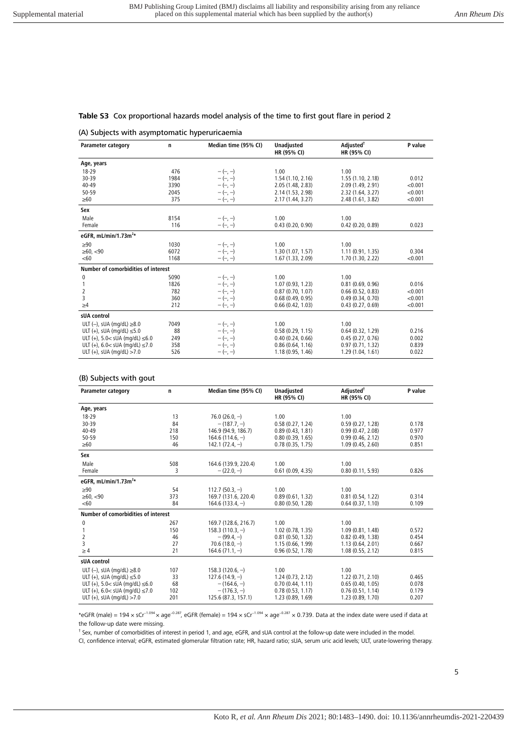**Table S3** Cox proportional hazards model analysis of the time to first gout flare in period 2

(A) Subjects with asymptomatic hyperuricaemia

| Parameter category | n | Median time (95% CI) | Unadjusted HR (95% CI) | Adjusted[†] HR (95% CI) | P value |
|---|---|---|---|---|---|
| **Age, years** | | | | | |
| 18-29 | 476 | − (−, −) | 1.00 | 1.00 | |
| 30-39 | 1984 | − (−, −) | 1.54 (1.10, 2.16) | 1.55 (1.10, 2.18) | 0.012 |
| 40-49 | 3390 | − (−, −) | 2.05 (1.48, 2.83) | 2.09 (1.49, 2.91) | <0.001 |
| 50-59 | 2045 | − (−, −) | 2.14 (1.53, 2.98) | 2.32 (1.64, 3.27) | <0.001 |
| ≥60 | 375 | − (−, −) | 2.17 (1.44, 3.27) | 2.48 (1.61, 3.82) | <0.001 |
| **Sex** | | | | | |
| Male | 8154 | − (−, −) | 1.00 | 1.00 | |
| Female | 116 | − (−, −) | 0.43 (0.20, 0.90) | 0.42 (0.20, 0.89) | 0.023 |
| **eGFR, mL/min/1.73m²*** | | | | | |
| ≥90 | 1030 | − (−, −) | 1.00 | 1.00 | |
| ≥60, <90 | 6072 | − (−, −) | 1.30 (1.07, 1.57) | 1.11 (0.91, 1.35) | 0.304 |
| <60 | 1168 | − (−, −) | 1.67 (1.33, 2.09) | 1.70 (1.30, 2.22) | <0.001 |
| **Number of comorbidities of interest** | | | | | |
| 0 | 5090 | − (−, −) | 1.00 | 1.00 | |
| 1 | 1826 | − (−, −) | 1.07 (0.93, 1.23) | 0.81 (0.69, 0.96) | 0.016 |
| 2 | 782 | − (−, −) | 0.87 (0.70, 1.07) | 0.66 (0.52, 0.83) | <0.001 |
| 3 | 360 | − (−, −) | 0.68 (0.49, 0.95) | 0.49 (0.34, 0.70) | <0.001 |
| ≥4 | 212 | − (−, −) | 0.66 (0.42, 1.03) | 0.43 (0.27, 0.69) | <0.001 |
| **sUA control** | | | | | |
| ULT (−), sUA (mg/dL) ≥8.0 | 7049 | − (−, −) | 1.00 | 1.00 | |
| ULT (+), sUA (mg/dL) ≤5.0 | 88 | − (−, −) | 0.58 (0.29, 1.15) | 0.64 (0.32, 1.29) | 0.216 |
| ULT (+), 5.0< sUA (mg/dL) ≤6.0 | 249 | − (−, −) | 0.40 (0.24, 0.66) | 0.45 (0.27, 0.76) | 0.002 |
| ULT (+), 6.0< sUA (mg/dL) ≤7.0 | 358 | − (−, −) | 0.86 (0.64, 1.16) | 0.97 (0.71, 1.32) | 0.839 |
| ULT (+), sUA (mg/dL) >7.0 | 526 | − (−, −) | 1.18 (0.95, 1.46) | 1.29 (1.04, 1.61) | 0.022 |

(B) Subjects with gout

| Parameter category | n | Median time (95% CI) | Unadjusted HR (95% CI) | Adjusted[†] HR (95% CI) | P value |
|---|---|---|---|---|---|
| **Age, years** | | | | | |
| 18-29 | 13 | 76.0 (26.0, −) | 1.00 | 1.00 | |
| 30-39 | 84 | − (187.7, −) | 0.58 (0.27, 1.24) | 0.59 (0.27, 1.28) | 0.178 |
| 40-49 | 218 | 146.9 (94.9, 186.7) | 0.89 (0.43, 1.81) | 0.99 (0.47, 2.08) | 0.977 |
| 50-59 | 150 | 164.6 (114.6, −) | 0.80 (0.39, 1.65) | 0.99 (0.46, 2.12) | 0.970 |
| ≥60 | 46 | 142.1 (72.4, −) | 0.78 (0.35, 1.75) | 1.09 (0.45, 2.60) | 0.851 |
| **Sex** | | | | | |
| Male | 508 | 164.6 (139.9, 220.4) | 1.00 | 1.00 | |
| Female | 3 | − (22.0, −) | 0.61 (0.09, 4.35) | 0.80 (0.11, 5.93) | 0.826 |
| **eGFR, mL/min/1.73m²*** | | | | | |
| ≥90 | 54 | 112.7 (50.3, −) | 1.00 | 1.00 | |
| ≥60, <90 | 373 | 169.7 (131.6, 220.4) | 0.89 (0.61, 1.32) | 0.81 (0.54, 1.22) | 0.314 |
| <60 | 84 | 164.6 (133.4, −) | 0.80 (0.50, 1.28) | 0.64 (0.37, 1.10) | 0.109 |
| **Number of comorbidities of interest** | | | | | |
| 0 | 267 | 169.7 (128.6, 216.7) | 1.00 | 1.00 | |
| 1 | 150 | 158.3 (110.3, −) | 1.02 (0.78, 1.35) | 1.09 (0.81, 1.48) | 0.572 |
| 2 | 46 | − (99.4, −) | 0.81 (0.50, 1.32) | 0.82 (0.49, 1.38) | 0.454 |
| 3 | 27 | 70.6 (18.0, −) | 1.15 (0.66, 1.99) | 1.13 (0.64, 2.01) | 0.667 |
| ≥ 4 | 21 | 164.6 (71.1, −) | 0.96 (0.52, 1.78) | 1.08 (0.55, 2.12) | 0.815 |
| **sUA control** | | | | | |
| ULT (−), sUA (mg/dL) ≥8.0 | 107 | 158.3 (120.6, −) | 1.00 | 1.00 | |
| ULT (+), sUA (mg/dL) ≤5.0 | 33 | 127.6 (14.9, −) | 1.24 (0.73, 2.12) | 1.22 (0.71, 2.10) | 0.465 |
| ULT (+), 5.0< sUA (mg/dL) ≤6.0 | 68 | − (164.6, −) | 0.70 (0.44, 1.11) | 0.65 (0.40, 1.05) | 0.078 |
| ULT (+), 6.0< sUA (mg/dL) ≤7.0 | 102 | − (176.3, −) | 0.78 (0.53, 1.17) | 0.76 (0.51, 1.14) | 0.179 |
| ULT (+), sUA (mg/dL) >7.0 | 201 | 125.6 (87.3, 157.1) | 1.23 (0.89, 1.69) | 1.23 (0.89, 1.70) | 0.207 |

*eGFR (male) = $194 \times sCr^{-1.094} \times age^{-0.287}$, eGFR (female) = $194 \times sCr^{-1.094} \times age^{-0.287} \times 0.739$. Data at the index date were used if data at the follow-up date were missing.

† Sex, number of comorbidities of interest in period 1, and age, eGFR, and sUA control at the follow-up date were included in the model.

CI, confidence interval; eGFR, estimated glomerular filtration rate; HR, hazard ratio; sUA, serum uric acid levels; ULT, urate-lowering therapy.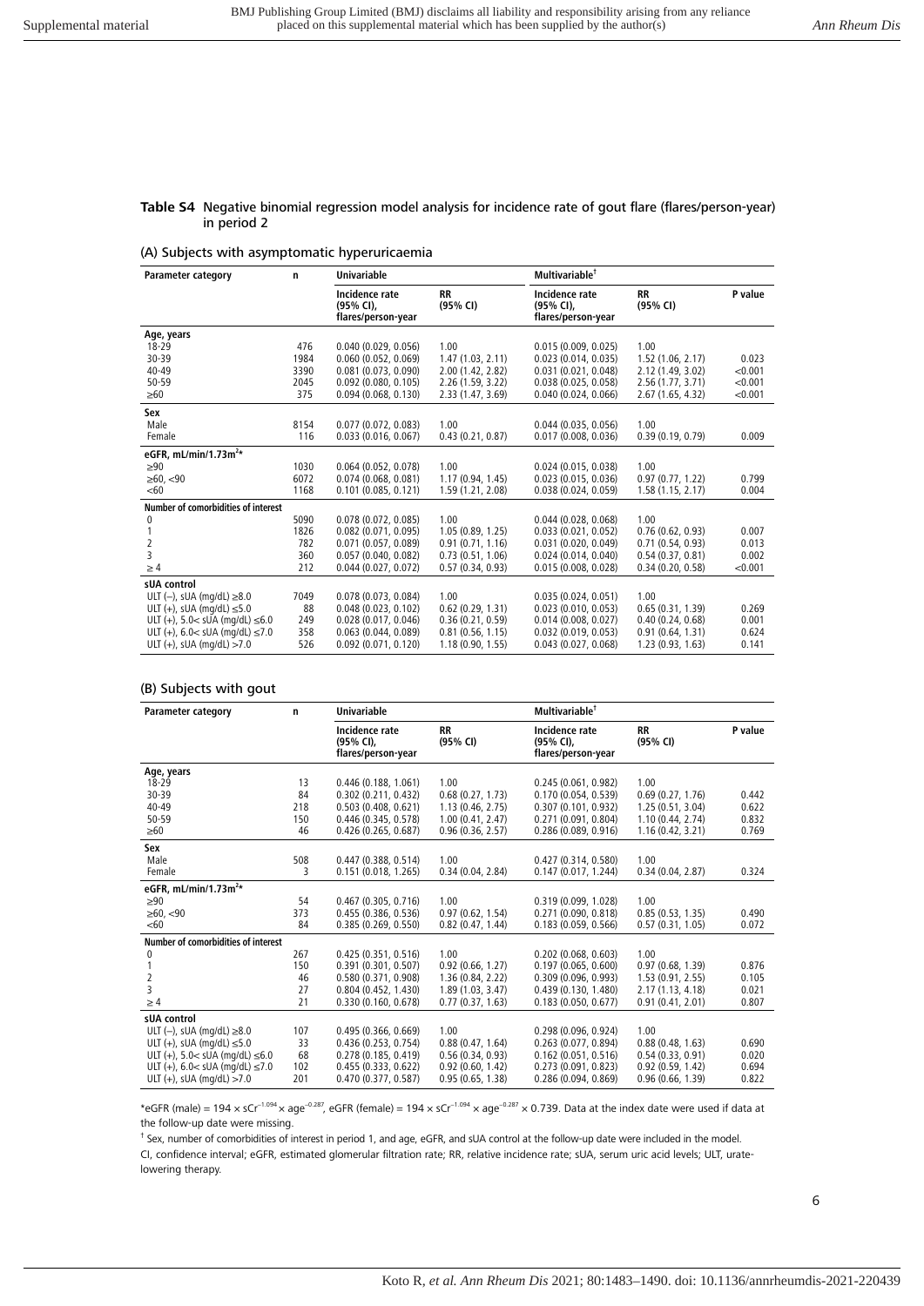**Table S4** Negative binomial regression model analysis for incidence rate of gout flare (flares/person-year) in period 2

(A) Subjects with asymptomatic hyperuricaemia

| Parameter category | n | Univariable | | Multivariable[†] | | |
|---|---|---|---|---|---|---|
| | | Incidence rate (95% CI), flares/person-year | RR (95% CI) | Incidence rate (95% CI), flares/person-year | RR (95% CI) | P value |
| **Age, years** | | | | | | |
| 18-29 | 476 | 0.040 (0.029, 0.056) | 1.00 | 0.015 (0.009, 0.025) | 1.00 | |
| 30-39 | 1984 | 0.060 (0.052, 0.069) | 1.47 (1.03, 2.11) | 0.023 (0.014, 0.035) | 1.52 (1.06, 2.17) | 0.023 |
| 40-49 | 3390 | 0.081 (0.073, 0.090) | 2.00 (1.42, 2.82) | 0.031 (0.021, 0.048) | 2.12 (1.49, 3.02) | <0.001 |
| 50-59 | 2045 | 0.092 (0.080, 0.105) | 2.26 (1.59, 3.22) | 0.038 (0.025, 0.058) | 2.56 (1.77, 3.71) | <0.001 |
| ≥60 | 375 | 0.094 (0.068, 0.130) | 2.33 (1.47, 3.69) | 0.040 (0.024, 0.066) | 2.67 (1.65, 4.32) | <0.001 |
| **Sex** | | | | | | |
| Male | 8154 | 0.077 (0.072, 0.083) | 1.00 | 0.044 (0.035, 0.056) | 1.00 | |
| Female | 116 | 0.033 (0.016, 0.067) | 0.43 (0.21, 0.87) | 0.017 (0.008, 0.036) | 0.39 (0.19, 0.79) | 0.009 |
| **eGFR, mL/min/1.73m²*** | | | | | | |
| ≥90 | 1030 | 0.064 (0.052, 0.078) | 1.00 | 0.024 (0.015, 0.038) | 1.00 | |
| ≥60, <90 | 6072 | 0.074 (0.068, 0.081) | 1.17 (0.94, 1.45) | 0.023 (0.015, 0.036) | 0.97 (0.77, 1.22) | 0.799 |
| <60 | 1168 | 0.101 (0.085, 0.121) | 1.59 (1.21, 2.08) | 0.038 (0.024, 0.059) | 1.58 (1.15, 2.17) | 0.004 |
| **Number of comorbidities of interest** | | | | | | |
| 0 | 5090 | 0.078 (0.072, 0.085) | 1.00 | 0.044 (0.028, 0.068) | 1.00 | |
| 1 | 1826 | 0.082 (0.071, 0.095) | 1.05 (0.89, 1.25) | 0.033 (0.021, 0.052) | 0.76 (0.62, 0.93) | 0.007 |
| 2 | 782 | 0.071 (0.057, 0.089) | 0.91 (0.71, 1.16) | 0.031 (0.020, 0.049) | 0.71 (0.54, 0.93) | 0.013 |
| 3 | 360 | 0.057 (0.040, 0.082) | 0.73 (0.51, 1.06) | 0.024 (0.014, 0.040) | 0.54 (0.37, 0.81) | 0.002 |
| ≥ 4 | 212 | 0.044 (0.027, 0.072) | 0.57 (0.34, 0.93) | 0.015 (0.008, 0.028) | 0.34 (0.20, 0.58) | <0.001 |
| **sUA control** | | | | | | |
| ULT (−), sUA (mg/dL) ≥8.0 | 7049 | 0.078 (0.073, 0.084) | 1.00 | 0.035 (0.024, 0.051) | 1.00 | |
| ULT (+), sUA (mg/dL) ≤5.0 | 88 | 0.048 (0.023, 0.102) | 0.62 (0.29, 1.31) | 0.023 (0.010, 0.053) | 0.65 (0.31, 1.39) | 0.269 |
| ULT (+), 5.0< sUA (mg/dL) ≤6.0 | 249 | 0.028 (0.017, 0.046) | 0.36 (0.21, 0.59) | 0.014 (0.008, 0.027) | 0.40 (0.24, 0.68) | 0.001 |
| ULT (+), 6.0< sUA (mg/dL) ≤7.0 | 358 | 0.063 (0.044, 0.089) | 0.81 (0.56, 1.15) | 0.032 (0.019, 0.053) | 0.91 (0.64, 1.31) | 0.624 |
| ULT (+), sUA (mg/dL) >7.0 | 526 | 0.092 (0.071, 0.120) | 1.18 (0.90, 1.55) | 0.043 (0.027, 0.068) | 1.23 (0.93, 1.63) | 0.141 |

(B) Subjects with gout

| Parameter category | n | Univariable | | Multivariable[†] | | |
|---|---|---|---|---|---|---|
| | | Incidence rate (95% CI), flares/person-year | RR (95% CI) | Incidence rate (95% CI), flares/person-year | RR (95% CI) | P value |
| **Age, years** | | | | | | |
| 18-29 | 13 | 0.446 (0.188, 1.061) | 1.00 | 0.245 (0.061, 0.982) | 1.00 | |
| 30-39 | 84 | 0.302 (0.211, 0.432) | 0.68 (0.27, 1.73) | 0.170 (0.054, 0.539) | 0.69 (0.27, 1.76) | 0.442 |
| 40-49 | 218 | 0.503 (0.408, 0.621) | 1.13 (0.46, 2.75) | 0.307 (0.101, 0.932) | 1.25 (0.51, 3.04) | 0.622 |
| 50-59 | 150 | 0.446 (0.345, 0.578) | 1.00 (0.41, 2.47) | 0.271 (0.091, 0.804) | 1.10 (0.44, 2.74) | 0.832 |
| ≥60 | 46 | 0.426 (0.265, 0.687) | 0.96 (0.36, 2.57) | 0.286 (0.089, 0.916) | 1.16 (0.42, 3.21) | 0.769 |
| **Sex** | | | | | | |
| Male | 508 | 0.447 (0.388, 0.514) | 1.00 | 0.427 (0.314, 0.580) | 1.00 | |
| Female | 3 | 0.151 (0.018, 1.265) | 0.34 (0.04, 2.84) | 0.147 (0.017, 1.244) | 0.34 (0.04, 2.87) | 0.324 |
| **eGFR, mL/min/1.73m²*** | | | | | | |
| ≥90 | 54 | 0.467 (0.305, 0.716) | 1.00 | 0.319 (0.099, 1.028) | 1.00 | |
| ≥60, <90 | 373 | 0.455 (0.386, 0.536) | 0.97 (0.62, 1.54) | 0.271 (0.090, 0.818) | 0.85 (0.53, 1.35) | 0.490 |
| <60 | 84 | 0.385 (0.269, 0.550) | 0.82 (0.47, 1.44) | 0.183 (0.059, 0.566) | 0.57 (0.31, 1.05) | 0.072 |
| **Number of comorbidities of interest** | | | | | | |
| 0 | 267 | 0.425 (0.351, 0.516) | 1.00 | 0.202 (0.068, 0.603) | 1.00 | |
| 1 | 150 | 0.391 (0.301, 0.507) | 0.92 (0.66, 1.27) | 0.197 (0.065, 0.600) | 0.97 (0.68, 1.39) | 0.876 |
| 2 | 46 | 0.580 (0.371, 0.908) | 1.36 (0.84, 2.22) | 0.309 (0.096, 0.993) | 1.53 (0.91, 2.55) | 0.105 |
| 3 | 27 | 0.804 (0.452, 1.430) | 1.89 (1.03, 3.47) | 0.439 (0.130, 1.480) | 2.17 (1.13, 4.18) | 0.021 |
| ≥ 4 | 21 | 0.330 (0.160, 0.678) | 0.77 (0.37, 1.63) | 0.183 (0.050, 0.677) | 0.91 (0.41, 2.01) | 0.807 |
| **sUA control** | | | | | | |
| ULT (−), sUA (mg/dL) ≥8.0 | 107 | 0.495 (0.366, 0.669) | 1.00 | 0.298 (0.096, 0.924) | 1.00 | |
| ULT (+), sUA (mg/dL) ≤5.0 | 33 | 0.436 (0.253, 0.754) | 0.88 (0.47, 1.64) | 0.263 (0.077, 0.894) | 0.88 (0.48, 1.63) | 0.690 |
| ULT (+), 5.0< sUA (mg/dL) ≤6.0 | 68 | 0.278 (0.185, 0.419) | 0.56 (0.34, 0.93) | 0.162 (0.051, 0.516) | 0.54 (0.33, 0.91) | 0.020 |
| ULT (+), 6.0< sUA (mg/dL) ≤7.0 | 102 | 0.455 (0.333, 0.622) | 0.92 (0.60, 1.42) | 0.273 (0.091, 0.823) | 0.92 (0.59, 1.42) | 0.694 |
| ULT (+), sUA (mg/dL) >7.0 | 201 | 0.470 (0.377, 0.587) | 0.95 (0.65, 1.38) | 0.286 (0.094, 0.869) | 0.96 (0.66, 1.39) | 0.822 |

*eGFR (male) = $194 \times sCr^{-1.094} \times age^{-0.287}$, eGFR (female) = $194 \times sCr^{-1.094} \times age^{-0.287} \times 0.739$. Data at the index date were used if data at the follow-up date were missing.

[†] Sex, number of comorbidities of interest in period 1, and age, eGFR, and sUA control at the follow-up date were included in the model.

CI, confidence interval; eGFR, estimated glomerular filtration rate; RR, relative incidence rate; sUA, serum uric acid levels; ULT, urate-lowering therapy.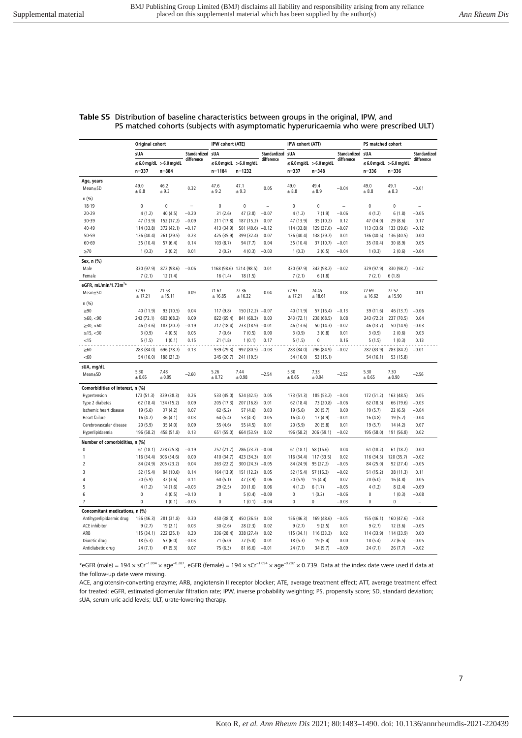**Table S5** Distribution of baseline characteristics between groups in the original, IPW, and PS matched cohorts (subjects with asymptomatic hyperuricaemia who were prescribed ULT)

| | Original cohort | | | IPW cohort (ATE) | | | IPW cohort (ATT) | | | PS matched cohort | | |
|---|---|---|---|---|---|---|---|---|---|---|---|---|
| | sUA | | Standardized difference | sUA | | Standardized difference | sUA | | Standardized difference | sUA | | Standardized difference |
| | ≤6.0 mg/dL | >6.0 mg/dL | | ≤6.0 mg/dL | >6.0 mg/dL | | ≤6.0 mg/dL | >6.0 mg/dL | | ≤6.0 mg/dL | >6.0 mg/dL | |
| | n=337 | n=884 | | n=1184 | n=1232 | | n=337 | n=348 | | n=336 | n=336 | |
| **Age, years** | | | | | | | | | | | | |
| Mean±SD | 49.0 ± 8.8 | 46.2 ± 9.3 | 0.32 | 47.6 ± 9.2 | 47.1 ± 9.3 | 0.05 | 49.0 ± 8.8 | 49.4 ± 8.9 | −0.04 | 49.0 ± 8.8 | 49.1 ± 8.3 | −0.01 |
| n (%) | | | | | | | | | | | | |
| 18-19 | 0 | 0 | – | 0 | 0 | – | 0 | 0 | – | 0 | 0 | – |
| 20-29 | 4 (1.2) | 40 (4.5) | −0.20 | 31 (2.6) | 47 (3.8) | −0.07 | 4 (1.2) | 7 (1.9) | −0.06 | 4 (1.2) | 6 (1.8) | −0.05 |
| 30-39 | 47 (13.9) | 152 (17.2) | −0.09 | 211 (17.8) | 187 (15.2) | 0.07 | 47 (13.9) | 35 (10.2) | 0.12 | 47 (14.0) | 29 (8.6) | 0.17 |
| 40-49 | 114 (33.8) | 372 (42.1) | −0.17 | 413 (34.9) | 501 (40.6) | −0.12 | 114 (33.8) | 129 (37.0) | −0.07 | 113 (33.6) | 133 (39.6) | −0.12 |
| 50-59 | 136 (40.4) | 261 (29.5) | 0.23 | 425 (35.9) | 399 (32.4) | 0.07 | 136 (40.4) | 138 (39.7) | 0.01 | 136 (40.5) | 136 (40.5) | 0.00 |
| 60-69 | 35 (10.4) | 57 (6.4) | 0.14 | 103 (8.7) | 94 (7.7) | 0.04 | 35 (10.4) | 37 (10.7) | −0.01 | 35 (10.4) | 30 (8.9) | 0.05 |
| ≥70 | 1 (0.3) | 2 (0.2) | 0.01 | 2 (0.2) | 4 (0.3) | −0.03 | 1 (0.3) | 2 (0.5) | −0.04 | 1 (0.3) | 2 (0.6) | −0.04 |
| **Sex, n (%)** | | | | | | | | | | | | |
| Male | 330 (97.9) | 872 (98.6) | −0.06 | 1168 (98.6) | 1214 (98.5) | 0.01 | 330 (97.9) | 342 (98.2) | −0.02 | 329 (97.9) | 330 (98.2) | −0.02 |
| Female | 7 (2.1) | 12 (1.4) | | 16 (1.4) | 18 (1.5) | | 7 (2.1) | 6 (1.8) | | 7 (2.1) | 6 (1.8) | |
| **eGFR, mL/min/1.73m²*** | | | | | | | | | | | | |
| Mean±SD | 72.93 ± 17.21 | 71.53 ± 15.11 | 0.09 | 71.67 ± 16.85 | 72.36 ± 16.22 | −0.04 | 72.93 ± 17.21 | 74.45 ± 18.61 | −0.08 | 72.69 ± 16.62 | 72.52 ± 15.90 | 0.01 |
| n (%) | | | | | | | | | | | | |
| ≥90 | 40 (11.9) | 93 (10.5) | 0.04 | 117 (9.8) | 150 (12.2) | −0.07 | 40 (11.9) | 57 (16.4) | −0.13 | 39 (11.6) | 46 (13.7) | −0.06 |
| ≥60, <90 | 243 (72.1) | 603 (68.2) | 0.09 | 822 (69.4) | 841 (68.3) | 0.03 | 243 (72.1) | 238 (68.5) | 0.08 | 243 (72.3) | 237 (70.5) | 0.04 |
| ≥30, <60 | 46 (13.6) | 183 (20.7) | −0.19 | 217 (18.4) | 233 (18.9) | −0.01 | 46 (13.6) | 50 (14.3) | −0.02 | 46 (13.7) | 50 (14.9) | −0.03 |
| ≥15, <30 | 3 (0.9) | 4 (0.5) | 0.05 | 7 (0.6) | 7 (0.5) | 0.00 | 3 (0.9) | 3 (0.8) | 0.01 | 3 (0.9) | 2 (0.6) | 0.03 |
| <15 | 5 (1.5) | 1 (0.1) | 0.15 | 21 (1.8) | 1 (0.1) | 0.17 | 5 (1.5) | 0 | 0.16 | 5 (1.5) | 1 (0.3) | 0.13 |
| ≥60 | 283 (84.0) | 696 (78.7) | 0.13 | 939 (79.3) | 992 (80.5) | −0.03 | 283 (84.0) | 296 (84.9) | −0.02 | 282 (83.9) | 283 (84.2) | −0.01 |
| <60 | 54 (16.0) | 188 (21.3) | | 245 (20.7) | 241 (19.5) | | 54 (16.0) | 53 (15.1) | | 54 (16.1) | 53 (15.8) | |
| **sUA, mg/dL** | | | | | | | | | | | | |
| Mean±SD | 5.30 ± 0.65 | 7.48 ± 0.99 | −2.60 | 5.26 ± 0.72 | 7.44 ± 0.98 | −2.54 | 5.30 ± 0.65 | 7.33 ± 0.94 | −2.52 | 5.30 ± 0.65 | 7.30 ± 0.90 | −2.56 |
| **Comorbidities of interest, n (%)** | | | | | | | | | | | | |
| Hypertension | 173 (51.3) | 339 (38.3) | 0.26 | 533 (45.0) | 524 (42.5) | 0.05 | 173 (51.3) | 185 (53.2) | −0.04 | 172 (51.2) | 163 (48.5) | 0.05 |
| Type 2 diabetes | 62 (18.4) | 134 (15.2) | 0.09 | 205 (17.3) | 207 (16.8) | 0.01 | 62 (18.4) | 73 (20.8) | −0.06 | 62 (18.5) | 66 (19.6) | −0.03 |
| Ischemic heart disease | 19 (5.6) | 37 (4.2) | 0.07 | 62 (5.2) | 57 (4.6) | 0.03 | 19 (5.6) | 20 (5.7) | 0.00 | 19 (5.7) | 22 (6.5) | −0.04 |
| Heart failure | 16 (4.7) | 36 (4.1) | 0.03 | 64 (5.4) | 53 (4.3) | 0.05 | 16 (4.7) | 17 (4.9) | −0.01 | 16 (4.8) | 19 (5.7) | −0.04 |
| Cerebrovascular disease | 20 (5.9) | 35 (4.0) | 0.09 | 55 (4.6) | 55 (4.5) | 0.01 | 20 (5.9) | 20 (5.8) | 0.01 | 19 (5.7) | 14 (4.2) | 0.07 |
| Hyperlipidaemia | 196 (58.2) | 458 (51.8) | 0.13 | 651 (55.0) | 664 (53.9) | 0.02 | 196 (58.2) | 206 (59.1) | −0.02 | 195 (58.0) | 191 (56.8) | 0.02 |
| **Number of comorbidities, n (%)** | | | | | | | | | | | | |
| 0 | 61 (18.1) | 228 (25.8) | −0.19 | 257 (21.7) | 286 (23.2) | −0.04 | 61 (18.1) | 58 (16.6) | 0.04 | 61 (18.2) | 61 (18.2) | 0.00 |
| 1 | 116 (34.4) | 306 (34.6) | 0.00 | 410 (34.7) | 423 (34.3) | 0.01 | 116 (34.4) | 117 (33.5) | 0.02 | 116 (34.5) | 120 (35.7) | −0.02 |
| 2 | 84 (24.9) | 205 (23.2) | 0.04 | 263 (22.2) | 300 (24.3) | −0.05 | 84 (24.9) | 95 (27.2) | −0.05 | 84 (25.0) | 92 (27.4) | −0.05 |
| 3 | 52 (15.4) | 94 (10.6) | 0.14 | 164 (13.9) | 151 (12.2) | 0.05 | 52 (15.4) | 57 (16.3) | −0.02 | 51 (15.2) | 38 (11.3) | 0.11 |
| 4 | 20 (5.9) | 32 (3.6) | 0.11 | 60 (5.1) | 47 (3.9) | 0.06 | 20 (5.9) | 15 (4.4) | 0.07 | 20 (6.0) | 16 (4.8) | 0.05 |
| 5 | 4 (1.2) | 14 (1.6) | −0.03 | 29 (2.5) | 20 (1.6) | 0.06 | 4 (1.2) | 6 (1.7) | −0.05 | 4 (1.2) | 8 (2.4) | −0.09 |
| 6 | 0 | 4 (0.5) | −0.10 | 0 | 5 (0.4) | −0.09 | 0 | 1 (0.2) | −0.06 | 0 | 1 (0.3) | −0.08 |
| 7 | 0 | 1 (0.1) | −0.05 | 0 | 1 (0.1) | −0.04 | 0 | 0 | −0.03 | 0 | 0 | – |
| **Concomitant medications, n (%)** | | | | | | | | | | | | |
| Antihyperlipidaemic drug | 156 (46.3) | 281 (31.8) | 0.30 | 450 (38.0) | 450 (36.5) | 0.03 | 156 (46.3) | 169 (48.6) | −0.05 | 155 (46.1) | 160 (47.6) | −0.03 |
| ACE inhibitor | 9 (2.7) | 19 (2.1) | 0.03 | 30 (2.6) | 28 (2.3) | 0.02 | 9 (2.7) | 9 (2.5) | 0.01 | 9 (2.7) | 12 (3.6) | −0.05 |
| ARB | 115 (34.1) | 222 (25.1) | 0.20 | 336 (28.4) | 338 (27.4) | 0.02 | 115 (34.1) | 116 (33.3) | 0.02 | 114 (33.9) | 114 (33.9) | 0.00 |
| Diuretic drug | 18 (5.3) | 53 (6.0) | −0.03 | 71 (6.0) | 72 (5.8) | 0.01 | 18 (5.3) | 19 (5.4) | 0.00 | 18 (5.4) | 22 (6.5) | −0.05 |
| Antidiabetic drug | 24 (7.1) | 47 (5.3) | 0.07 | 75 (6.3) | 81 (6.6) | −0.01 | 24 (7.1) | 34 (9.7) | −0.09 | 24 (7.1) | 26 (7.7) | −0.02 |

*eGFR (male) = $194 \times sCr^{-1.094} \times age^{-0.287}$, eGFR (female) = $194 \times sCr^{-1.094} \times age^{-0.287} \times 0.739$. Data at the index date were used if data at the follow-up date were missing.

ACE, angiotensin-converting enzyme; ARB, angiotensin II receptor blocker; ATE, average treatment effect; ATT, average treatment effect for treated; eGFR, estimated glomerular filtration rate; IPW, inverse probability weighting; PS, propensity score; SD, standard deviation; sUA, serum uric acid levels; ULT, urate-lowering therapy.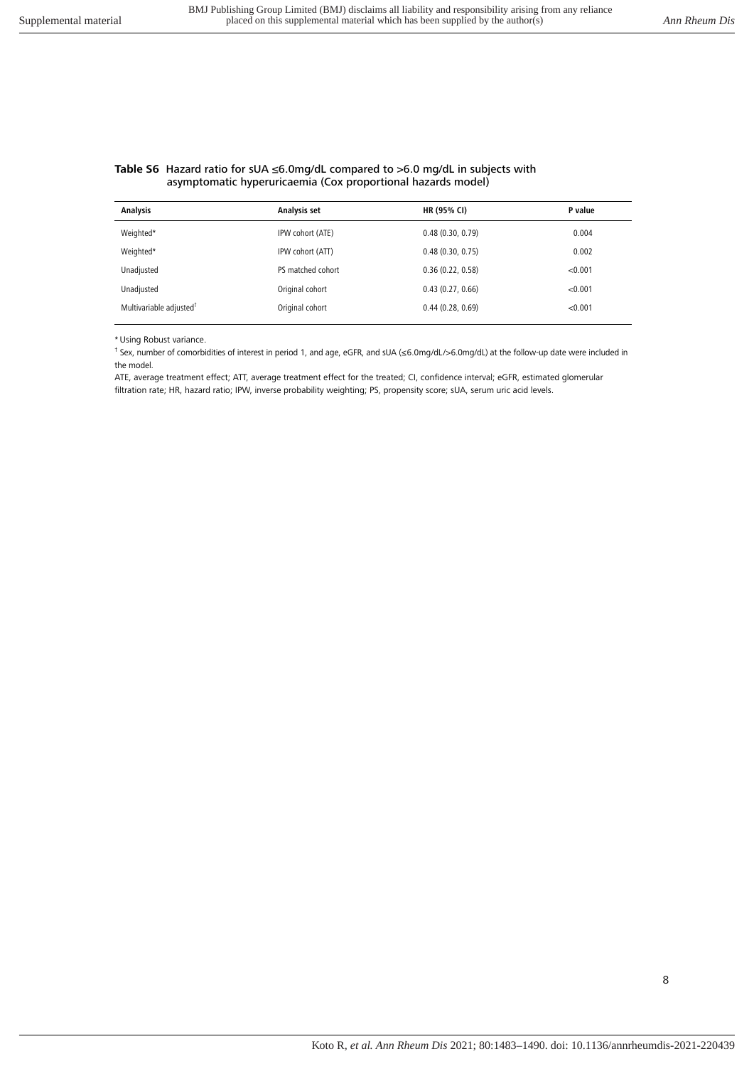**Table S6** Hazard ratio for sUA ≤6.0mg/dL compared to >6.0 mg/dL in subjects with asymptomatic hyperuricaemia (Cox proportional hazards model)

| Analysis | Analysis set | HR (95% CI) | P value |
|---|---|---|---|
| Weighted* | IPW cohort (ATE) | 0.48 (0.30, 0.79) | 0.004 |
| Weighted* | IPW cohort (ATT) | 0.48 (0.30, 0.75) | 0.002 |
| Unadjusted | PS matched cohort | 0.36 (0.22, 0.58) | <0.001 |
| Unadjusted | Original cohort | 0.43 (0.27, 0.66) | <0.001 |
| Multivariable adjusted† | Original cohort | 0.44 (0.28, 0.69) | <0.001 |

* Using Robust variance.

† Sex, number of comorbidities of interest in period 1, and age, eGFR, and sUA (≤6.0mg/dL/>6.0mg/dL) at the follow-up date were included in the model.

ATE, average treatment effect; ATT, average treatment effect for the treated; CI, confidence interval; eGFR, estimated glomerular filtration rate; HR, hazard ratio; IPW, inverse probability weighting; PS, propensity score; sUA, serum uric acid levels.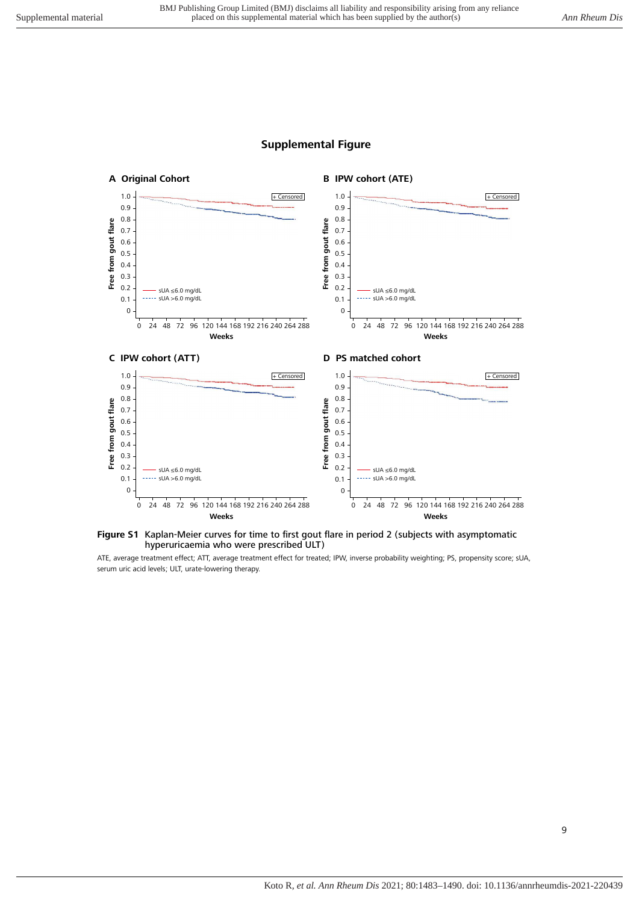## Supplemental Figure

**A Original Cohort**

+ Censored

1.0
0.9
0.8
0.7
0.6
0.5
0.4
0.3
0.2
0.1
0

Free from gout flare

sUA ≤6.0 mg/dL
sUA >6.0 mg/dL

0 24 48 72 96 120 144 168 192 216 240 264 288

Weeks

**B IPW cohort (ATE)**

+ Censored

1.0
0.9
0.8
0.7
0.6
0.5
0.4
0.3
0.2
0.1
0

Free from gout flare

sUA ≤6.0 mg/dL
sUA >6.0 mg/dL

0 24 48 72 96 120 144 168 192 216 240 264 288

Weeks

**C IPW cohort (ATT)**

+ Censored

1.0
0.9
0.8
0.7
0.6
0.5
0.4
0.3
0.2
0.1
0

Free from gout flare

sUA ≤6.0 mg/dL
sUA >6.0 mg/dL

0 24 48 72 96 120 144 168 192 216 240 264 288

Weeks

**D PS matched cohort**

+ Censored

1.0
0.9
0.8
0.7
0.6
0.5
0.4
0.3
0.2
0.1
0

Free from gout flare

sUA ≤6.0 mg/dL
sUA >6.0 mg/dL

0 24 48 72 96 120 144 168 192 216 240 264 288

Weeks

**Figure S1** Kaplan-Meier curves for time to first gout flare in period 2 (subjects with asymptomatic hyperuricaemia who were prescribed ULT)

ATE, average treatment effect; ATT, average treatment effect for treated; IPW, inverse probability weighting; PS, propensity score; sUA, serum uric acid levels; ULT, urate-lowering therapy.